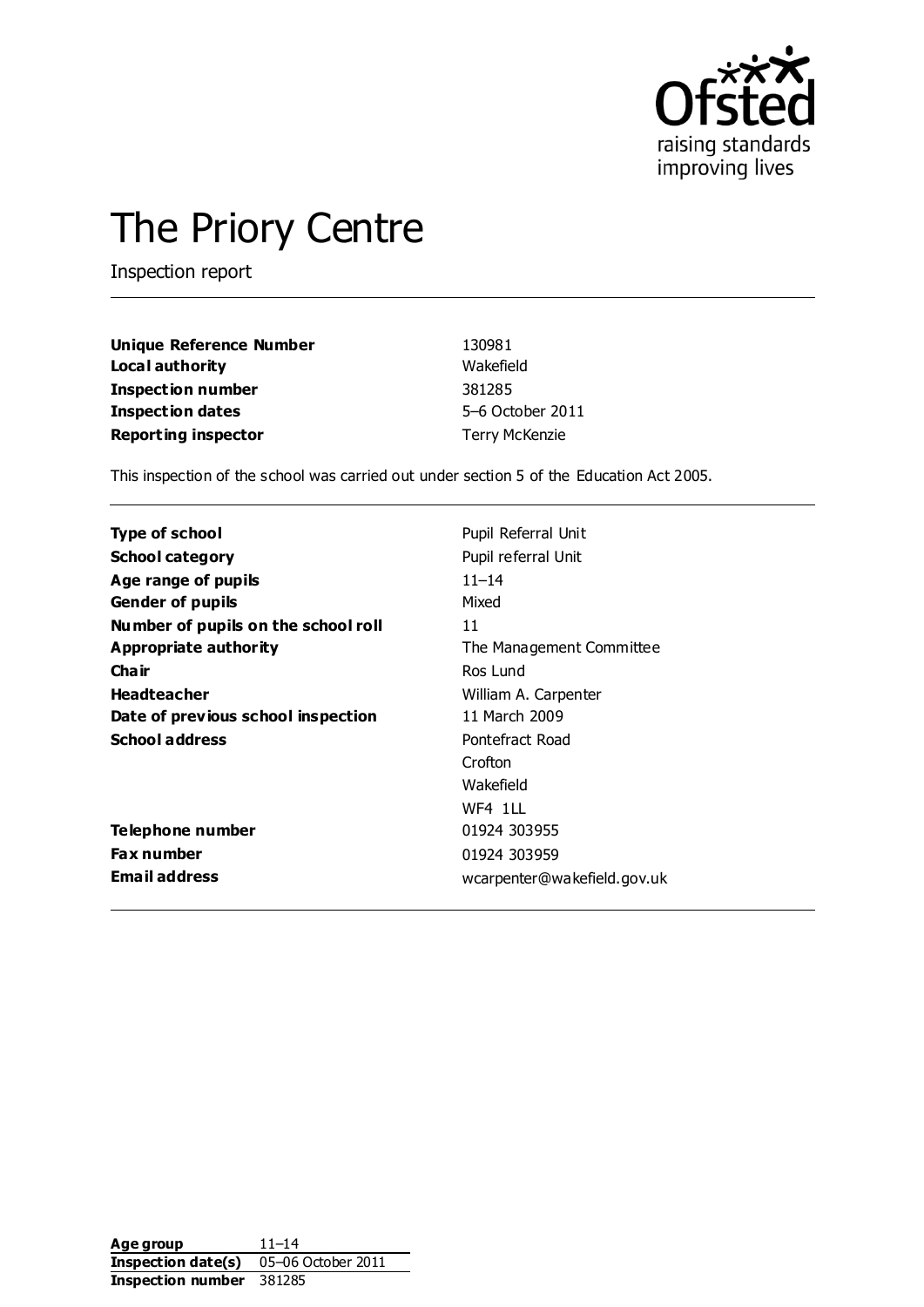# The Priory Centre

Inspection report

| | |
|---|---|
| **Unique Reference Number** | 130981 |
| **Local authority** | Wakefield |
| **Inspection number** | 381285 |
| **Inspection dates** | 5–6 October 2011 |
| **Reporting inspector** | Terry McKenzie |

This inspection of the school was carried out under section 5 of the Education Act 2005.

| | |
|---|---|
| **Type of school** | Pupil Referral Unit |
| **School category** | Pupil referral Unit |
| **Age range of pupils** | 11–14 |
| **Gender of pupils** | Mixed |
| **Number of pupils on the school roll** | 11 |
| **Appropriate authority** | The Management Committee |
| **Chair** | Ros Lund |
| **Headteacher** | William A. Carpenter |
| **Date of previous school inspection** | 11 March 2009 |
| **School address** | Pontefract Road<br>Crofton<br>Wakefield<br>WF4 1LL |
| **Telephone number** | 01924 303955 |
| **Fax number** | 01924 303959 |
| **Email address** | wcarpenter@wakefield.gov.uk |

| | |
|---|---|
| **Age group** | 11–14 |
| **Inspection date(s)** | 05–06 October 2011 |
| **Inspection number** | 381285 |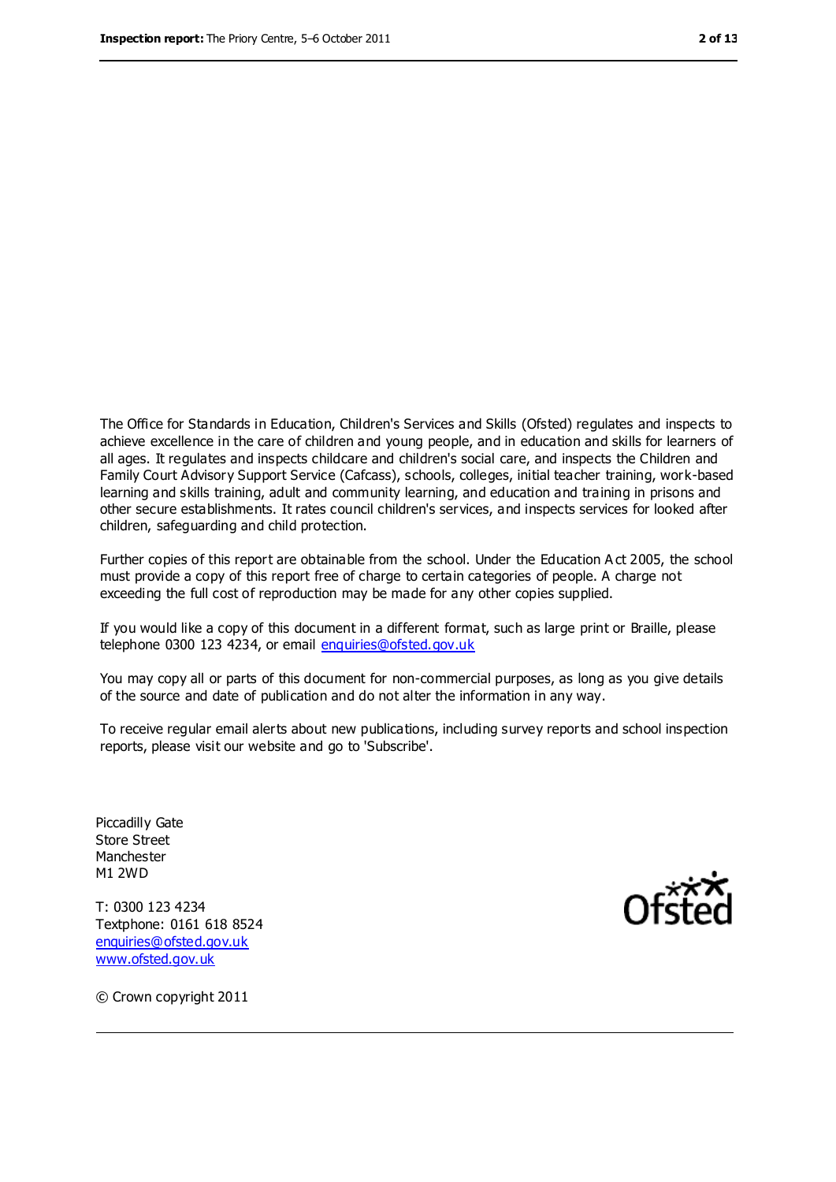The Office for Standards in Education, Children's Services and Skills (Ofsted) regulates and inspects to achieve excellence in the care of children and young people, and in education and skills for learners of all ages. It regulates and inspects childcare and children's social care, and inspects the Children and Family Court Advisory Support Service (Cafcass), schools, colleges, initial teacher training, work-based learning and skills training, adult and community learning, and education and training in prisons and other secure establishments. It rates council children's services, and inspects services for looked after children, safeguarding and child protection.

Further copies of this report are obtainable from the school. Under the Education Act 2005, the school must provide a copy of this report free of charge to certain categories of people. A charge not exceeding the full cost of reproduction may be made for any other copies supplied.

If you would like a copy of this document in a different format, such as large print or Braille, please telephone 0300 123 4234, or email enquiries@ofsted.gov.uk

You may copy all or parts of this document for non-commercial purposes, as long as you give details of the source and date of publication and do not alter the information in any way.

To receive regular email alerts about new publications, including survey reports and school inspection reports, please visit our website and go to 'Subscribe'.

Piccadilly Gate
Store Street
Manchester
M1 2WD

T: 0300 123 4234
Textphone: 0161 618 8524
enquiries@ofsted.gov.uk
www.ofsted.gov.uk

© Crown copyright 2011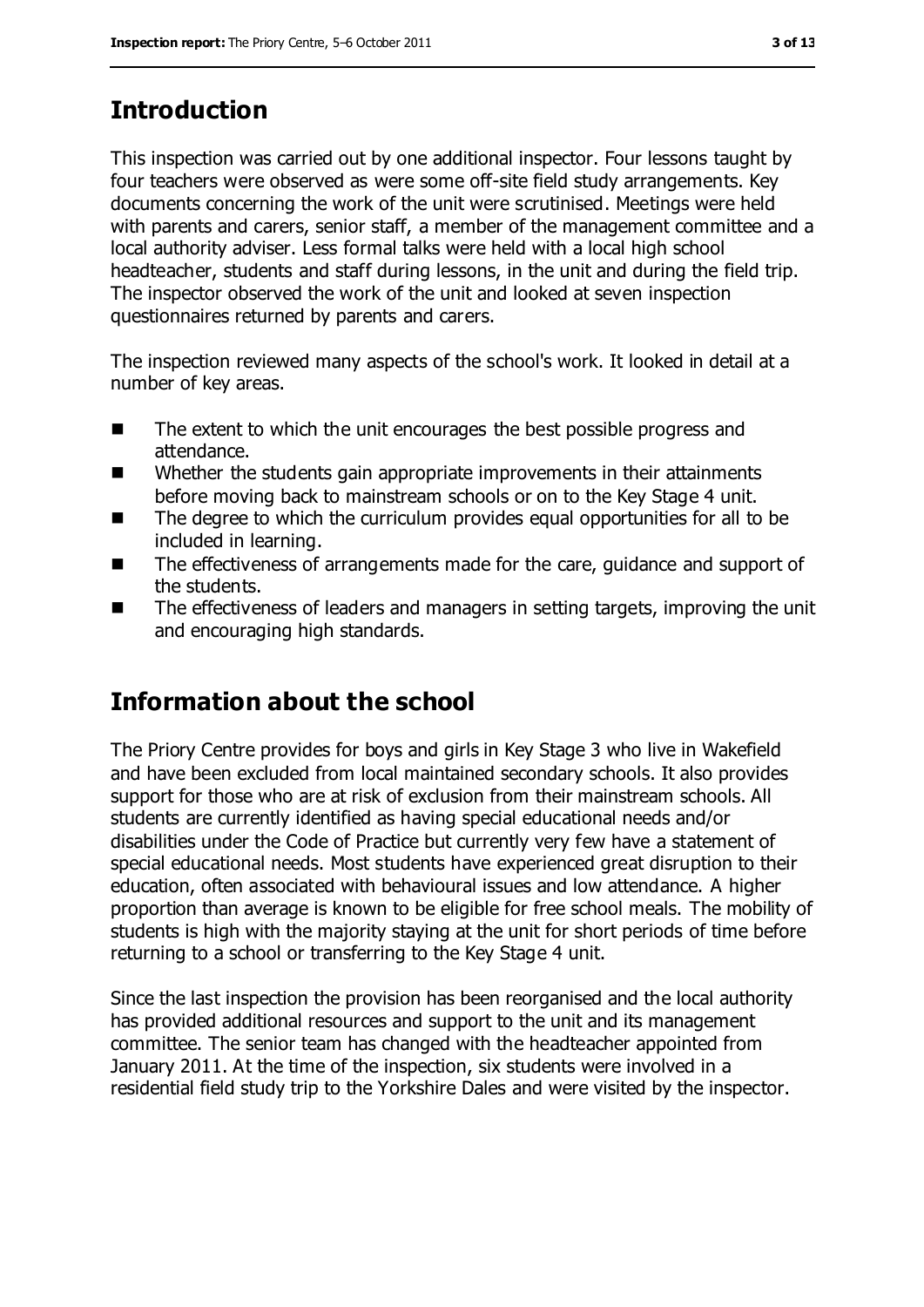## Introduction

This inspection was carried out by one additional inspector. Four lessons taught by four teachers were observed as were some off-site field study arrangements. Key documents concerning the work of the unit were scrutinised. Meetings were held with parents and carers, senior staff, a member of the management committee and a local authority adviser. Less formal talks were held with a local high school headteacher, students and staff during lessons, in the unit and during the field trip. The inspector observed the work of the unit and looked at seven inspection questionnaires returned by parents and carers.

The inspection reviewed many aspects of the school's work. It looked in detail at a number of key areas.

- The extent to which the unit encourages the best possible progress and attendance.
- Whether the students gain appropriate improvements in their attainments before moving back to mainstream schools or on to the Key Stage 4 unit.
- The degree to which the curriculum provides equal opportunities for all to be included in learning.
- The effectiveness of arrangements made for the care, guidance and support of the students.
- The effectiveness of leaders and managers in setting targets, improving the unit and encouraging high standards.

## Information about the school

The Priory Centre provides for boys and girls in Key Stage 3 who live in Wakefield and have been excluded from local maintained secondary schools. It also provides support for those who are at risk of exclusion from their mainstream schools. All students are currently identified as having special educational needs and/or disabilities under the Code of Practice but currently very few have a statement of special educational needs. Most students have experienced great disruption to their education, often associated with behavioural issues and low attendance. A higher proportion than average is known to be eligible for free school meals. The mobility of students is high with the majority staying at the unit for short periods of time before returning to a school or transferring to the Key Stage 4 unit.

Since the last inspection the provision has been reorganised and the local authority has provided additional resources and support to the unit and its management committee. The senior team has changed with the headteacher appointed from January 2011. At the time of the inspection, six students were involved in a residential field study trip to the Yorkshire Dales and were visited by the inspector.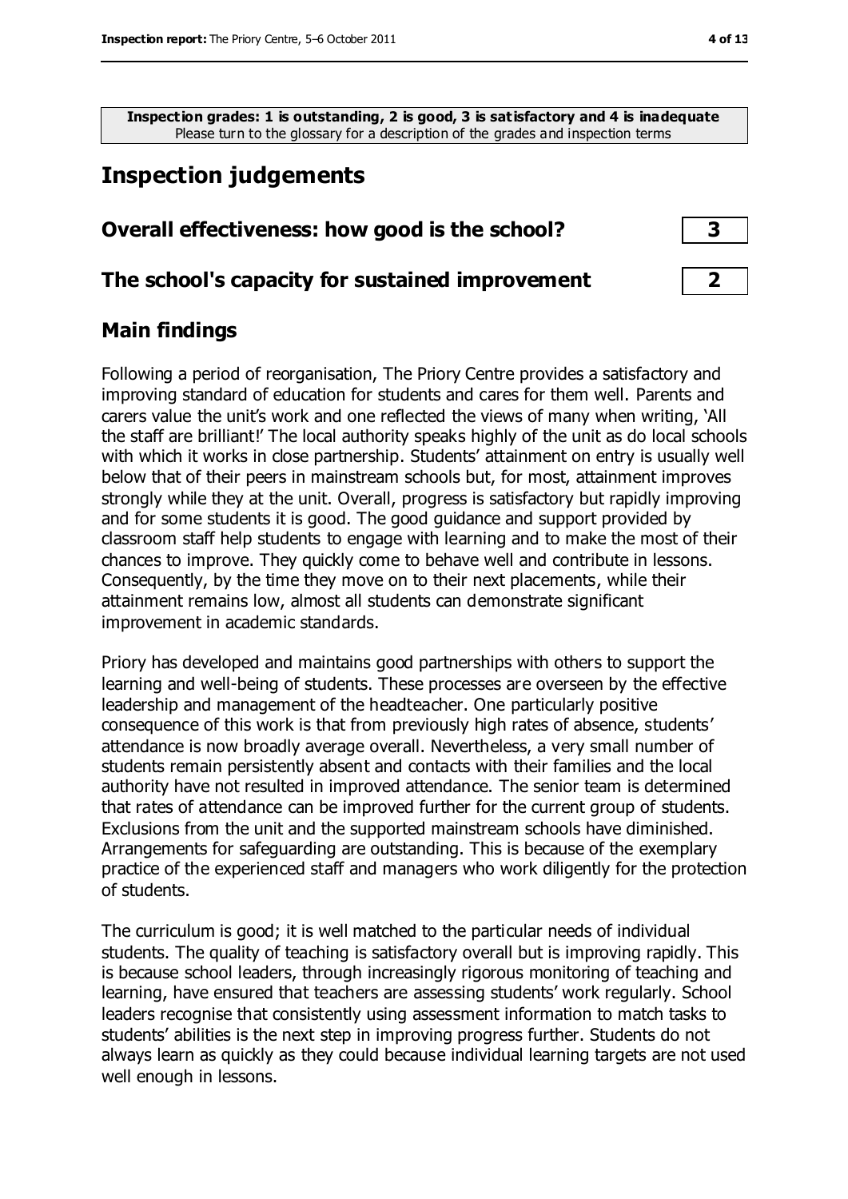**Inspection grades: 1 is outstanding, 2 is good, 3 is satisfactory and 4 is inadequate**
Please turn to the glossary for a description of the grades and inspection terms

# Inspection judgements

| | |
|---|---|
| **Overall effectiveness: how good is the school?** | **3** |
| **The school's capacity for sustained improvement** | **2** |

## Main findings

Following a period of reorganisation, The Priory Centre provides a satisfactory and improving standard of education for students and cares for them well. Parents and carers value the unit's work and one reflected the views of many when writing, 'All the staff are brilliant!' The local authority speaks highly of the unit as do local schools with which it works in close partnership. Students' attainment on entry is usually well below that of their peers in mainstream schools but, for most, attainment improves strongly while they at the unit. Overall, progress is satisfactory but rapidly improving and for some students it is good. The good guidance and support provided by classroom staff help students to engage with learning and to make the most of their chances to improve. They quickly come to behave well and contribute in lessons. Consequently, by the time they move on to their next placements, while their attainment remains low, almost all students can demonstrate significant improvement in academic standards.

Priory has developed and maintains good partnerships with others to support the learning and well-being of students. These processes are overseen by the effective leadership and management of the headteacher. One particularly positive consequence of this work is that from previously high rates of absence, students' attendance is now broadly average overall. Nevertheless, a very small number of students remain persistently absent and contacts with their families and the local authority have not resulted in improved attendance. The senior team is determined that rates of attendance can be improved further for the current group of students. Exclusions from the unit and the supported mainstream schools have diminished. Arrangements for safeguarding are outstanding. This is because of the exemplary practice of the experienced staff and managers who work diligently for the protection of students.

The curriculum is good; it is well matched to the particular needs of individual students. The quality of teaching is satisfactory overall but is improving rapidly. This is because school leaders, through increasingly rigorous monitoring of teaching and learning, have ensured that teachers are assessing students' work regularly. School leaders recognise that consistently using assessment information to match tasks to students' abilities is the next step in improving progress further. Students do not always learn as quickly as they could because individual learning targets are not used well enough in lessons.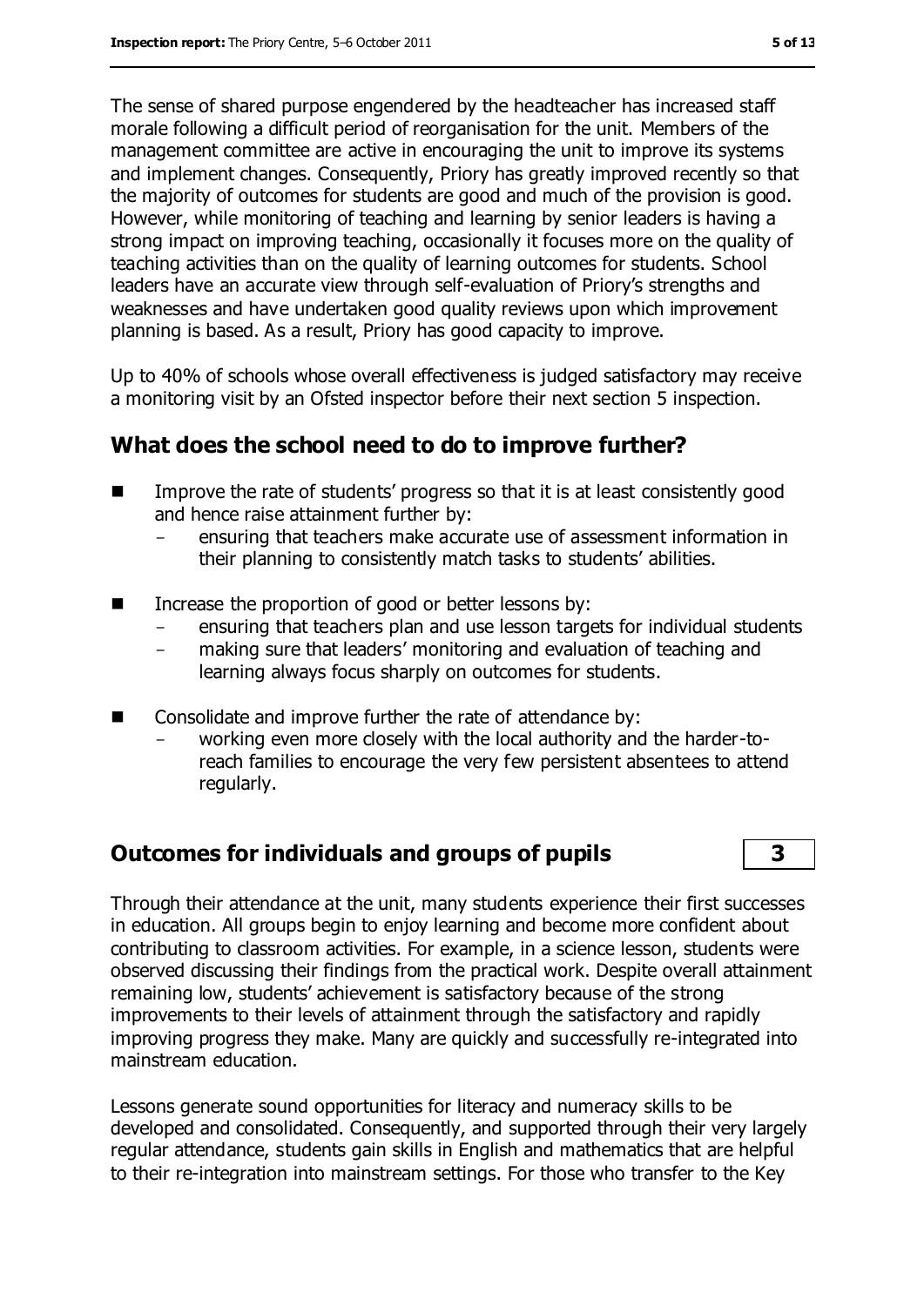The sense of shared purpose engendered by the headteacher has increased staff morale following a difficult period of reorganisation for the unit. Members of the management committee are active in encouraging the unit to improve its systems and implement changes. Consequently, Priory has greatly improved recently so that the majority of outcomes for students are good and much of the provision is good. However, while monitoring of teaching and learning by senior leaders is having a strong impact on improving teaching, occasionally it focuses more on the quality of teaching activities than on the quality of learning outcomes for students. School leaders have an accurate view through self-evaluation of Priory's strengths and weaknesses and have undertaken good quality reviews upon which improvement planning is based. As a result, Priory has good capacity to improve.

Up to 40% of schools whose overall effectiveness is judged satisfactory may receive a monitoring visit by an Ofsted inspector before their next section 5 inspection.

## What does the school need to do to improve further?

- Improve the rate of students' progress so that it is at least consistently good and hence raise attainment further by:
  - ensuring that teachers make accurate use of assessment information in their planning to consistently match tasks to students' abilities.
- Increase the proportion of good or better lessons by:
  - ensuring that teachers plan and use lesson targets for individual students
  - making sure that leaders' monitoring and evaluation of teaching and learning always focus sharply on outcomes for students.
- Consolidate and improve further the rate of attendance by:
  - working even more closely with the local authority and the harder-to-reach families to encourage the very few persistent absentees to attend regularly.

## Outcomes for individuals and groups of pupils — 3

Through their attendance at the unit, many students experience their first successes in education. All groups begin to enjoy learning and become more confident about contributing to classroom activities. For example, in a science lesson, students were observed discussing their findings from the practical work. Despite overall attainment remaining low, students' achievement is satisfactory because of the strong improvements to their levels of attainment through the satisfactory and rapidly improving progress they make. Many are quickly and successfully re-integrated into mainstream education.

Lessons generate sound opportunities for literacy and numeracy skills to be developed and consolidated. Consequently, and supported through their very largely regular attendance, students gain skills in English and mathematics that are helpful to their re-integration into mainstream settings. For those who transfer to the Key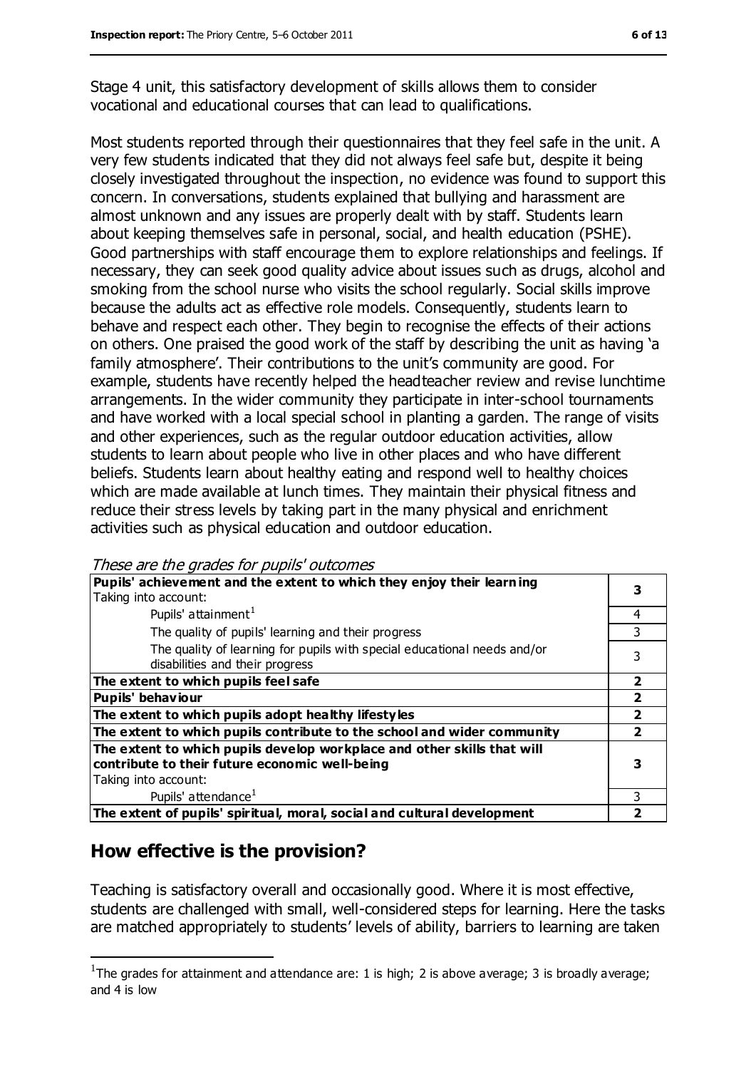Stage 4 unit, this satisfactory development of skills allows them to consider vocational and educational courses that can lead to qualifications.

Most students reported through their questionnaires that they feel safe in the unit. A very few students indicated that they did not always feel safe but, despite it being closely investigated throughout the inspection, no evidence was found to support this concern. In conversations, students explained that bullying and harassment are almost unknown and any issues are properly dealt with by staff. Students learn about keeping themselves safe in personal, social, and health education (PSHE). Good partnerships with staff encourage them to explore relationships and feelings. If necessary, they can seek good quality advice about issues such as drugs, alcohol and smoking from the school nurse who visits the school regularly. Social skills improve because the adults act as effective role models. Consequently, students learn to behave and respect each other. They begin to recognise the effects of their actions on others. One praised the good work of the staff by describing the unit as having 'a family atmosphere'. Their contributions to the unit's community are good. For example, students have recently helped the headteacher review and revise lunchtime arrangements. In the wider community they participate in inter-school tournaments and have worked with a local special school in planting a garden. The range of visits and other experiences, such as the regular outdoor education activities, allow students to learn about people who live in other places and who have different beliefs. Students learn about healthy eating and respond well to healthy choices which are made available at lunch times. They maintain their physical fitness and reduce their stress levels by taking part in the many physical and enrichment activities such as physical education and outdoor education.

*These are the grades for pupils' outcomes*

| | |
|---|---|
| **Pupils' achievement and the extent to which they enjoy their learning** Taking into account: | **3** |
| Pupils' attainment[1] | 4 |
| The quality of pupils' learning and their progress | 3 |
| The quality of learning for pupils with special educational needs and/or disabilities and their progress | 3 |
| **The extent to which pupils feel safe** | **2** |
| **Pupils' behaviour** | **2** |
| **The extent to which pupils adopt healthy lifestyles** | **2** |
| **The extent to which pupils contribute to the school and wider community** | **2** |
| **The extent to which pupils develop workplace and other skills that will contribute to their future economic well-being** Taking into account: | **3** |
| Pupils' attendance[1] | 3 |
| **The extent of pupils' spiritual, moral, social and cultural development** | **2** |

## How effective is the provision?

Teaching is satisfactory overall and occasionally good. Where it is most effective, students are challenged with small, well-considered steps for learning. Here the tasks are matched appropriately to students' levels of ability, barriers to learning are taken

[1] The grades for attainment and attendance are: 1 is high; 2 is above average; 3 is broadly average; and 4 is low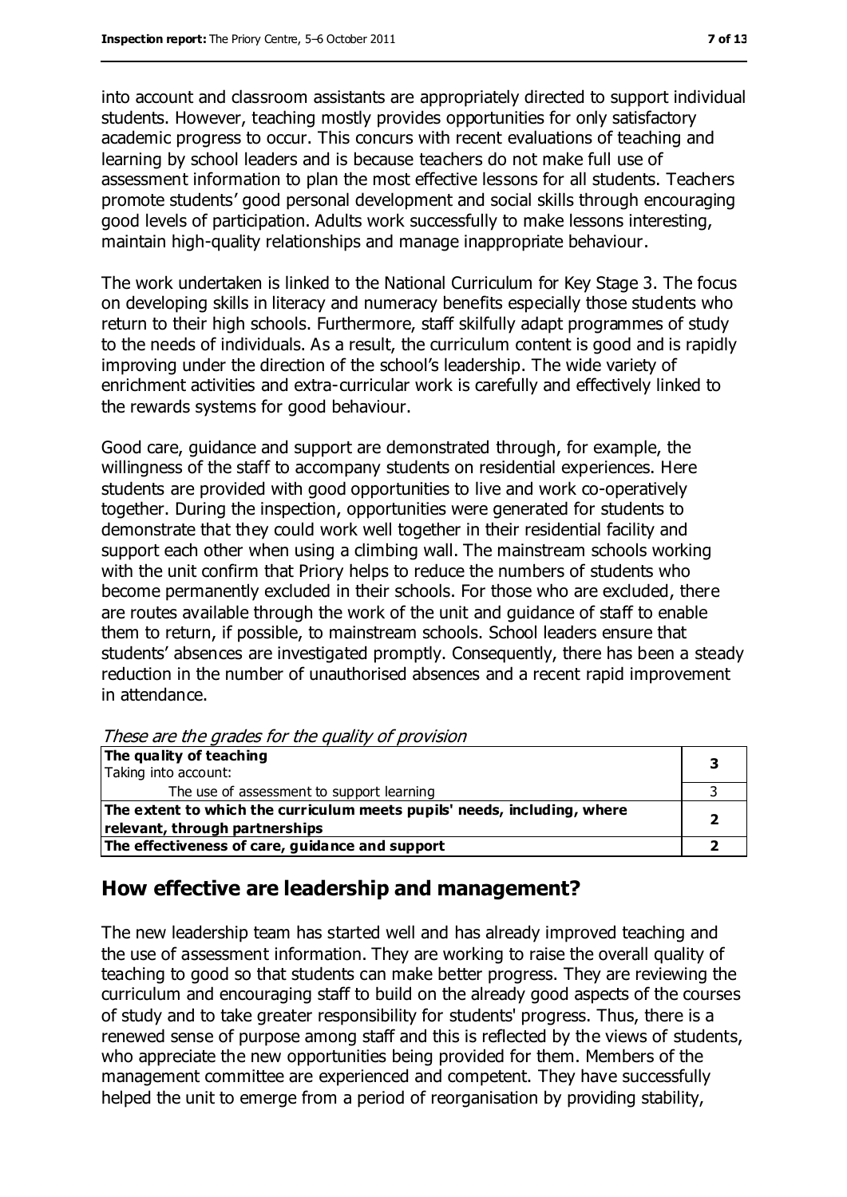into account and classroom assistants are appropriately directed to support individual students. However, teaching mostly provides opportunities for only satisfactory academic progress to occur. This concurs with recent evaluations of teaching and learning by school leaders and is because teachers do not make full use of assessment information to plan the most effective lessons for all students. Teachers promote students' good personal development and social skills through encouraging good levels of participation. Adults work successfully to make lessons interesting, maintain high-quality relationships and manage inappropriate behaviour.

The work undertaken is linked to the National Curriculum for Key Stage 3. The focus on developing skills in literacy and numeracy benefits especially those students who return to their high schools. Furthermore, staff skilfully adapt programmes of study to the needs of individuals. As a result, the curriculum content is good and is rapidly improving under the direction of the school's leadership. The wide variety of enrichment activities and extra-curricular work is carefully and effectively linked to the rewards systems for good behaviour.

Good care, guidance and support are demonstrated through, for example, the willingness of the staff to accompany students on residential experiences. Here students are provided with good opportunities to live and work co-operatively together. During the inspection, opportunities were generated for students to demonstrate that they could work well together in their residential facility and support each other when using a climbing wall. The mainstream schools working with the unit confirm that Priory helps to reduce the numbers of students who become permanently excluded in their schools. For those who are excluded, there are routes available through the work of the unit and guidance of staff to enable them to return, if possible, to mainstream schools. School leaders ensure that students' absences are investigated promptly. Consequently, there has been a steady reduction in the number of unauthorised absences and a recent rapid improvement in attendance.

*These are the grades for the quality of provision*

| | |
|---|---|
| **The quality of teaching**<br>Taking into account: | **3** |
| The use of assessment to support learning | 3 |
| **The extent to which the curriculum meets pupils' needs, including, where relevant, through partnerships** | **2** |
| **The effectiveness of care, guidance and support** | **2** |

## How effective are leadership and management?

The new leadership team has started well and has already improved teaching and the use of assessment information. They are working to raise the overall quality of teaching to good so that students can make better progress. They are reviewing the curriculum and encouraging staff to build on the already good aspects of the courses of study and to take greater responsibility for students' progress. Thus, there is a renewed sense of purpose among staff and this is reflected by the views of students, who appreciate the new opportunities being provided for them. Members of the management committee are experienced and competent. They have successfully helped the unit to emerge from a period of reorganisation by providing stability,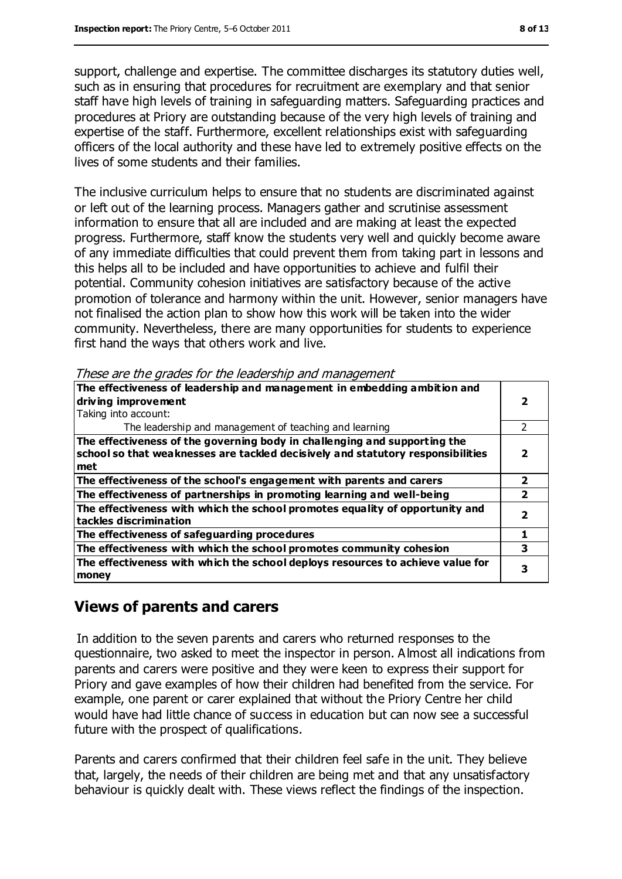support, challenge and expertise. The committee discharges its statutory duties well, such as in ensuring that procedures for recruitment are exemplary and that senior staff have high levels of training in safeguarding matters. Safeguarding practices and procedures at Priory are outstanding because of the very high levels of training and expertise of the staff. Furthermore, excellent relationships exist with safeguarding officers of the local authority and these have led to extremely positive effects on the lives of some students and their families.

The inclusive curriculum helps to ensure that no students are discriminated against or left out of the learning process. Managers gather and scrutinise assessment information to ensure that all are included and are making at least the expected progress. Furthermore, staff know the students very well and quickly become aware of any immediate difficulties that could prevent them from taking part in lessons and this helps all to be included and have opportunities to achieve and fulfil their potential. Community cohesion initiatives are satisfactory because of the active promotion of tolerance and harmony within the unit. However, senior managers have not finalised the action plan to show how this work will be taken into the wider community. Nevertheless, there are many opportunities for students to experience first hand the ways that others work and live.

*These are the grades for the leadership and management*

| | |
|---|---|
| **The effectiveness of leadership and management in embedding ambition and driving improvement**<br>Taking into account: | **2** |
| The leadership and management of teaching and learning | 2 |
| **The effectiveness of the governing body in challenging and supporting the school so that weaknesses are tackled decisively and statutory responsibilities met** | **2** |
| **The effectiveness of the school's engagement with parents and carers** | **2** |
| **The effectiveness of partnerships in promoting learning and well-being** | **2** |
| **The effectiveness with which the school promotes equality of opportunity and tackles discrimination** | **2** |
| **The effectiveness of safeguarding procedures** | **1** |
| **The effectiveness with which the school promotes community cohesion** | **3** |
| **The effectiveness with which the school deploys resources to achieve value for money** | **3** |

## Views of parents and carers

In addition to the seven parents and carers who returned responses to the questionnaire, two asked to meet the inspector in person. Almost all indications from parents and carers were positive and they were keen to express their support for Priory and gave examples of how their children had benefited from the service. For example, one parent or carer explained that without the Priory Centre her child would have had little chance of success in education but can now see a successful future with the prospect of qualifications.

Parents and carers confirmed that their children feel safe in the unit. They believe that, largely, the needs of their children are being met and that any unsatisfactory behaviour is quickly dealt with. These views reflect the findings of the inspection.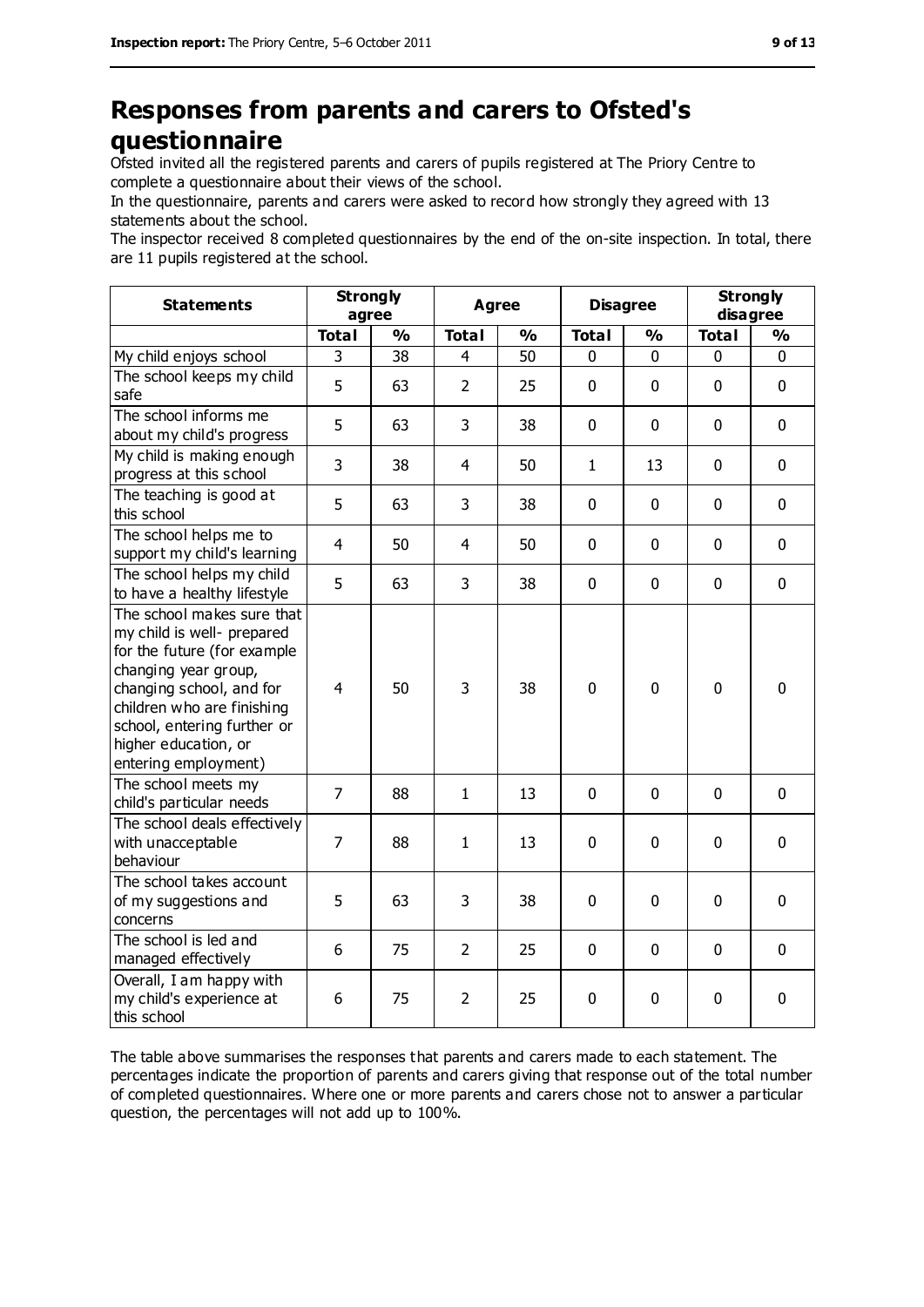# Responses from parents and carers to Ofsted's questionnaire

Ofsted invited all the registered parents and carers of pupils registered at The Priory Centre to complete a questionnaire about their views of the school.

In the questionnaire, parents and carers were asked to record how strongly they agreed with 13 statements about the school.

The inspector received 8 completed questionnaires by the end of the on-site inspection. In total, there are 11 pupils registered at the school.

| Statements | Strongly agree | | Agree | | Disagree | | Strongly disagree | |
|---|---|---|---|---|---|---|---|---|
| | Total | % | Total | % | Total | % | Total | % |
| My child enjoys school | 3 | 38 | 4 | 50 | 0 | 0 | 0 | 0 |
| The school keeps my child safe | 5 | 63 | 2 | 25 | 0 | 0 | 0 | 0 |
| The school informs me about my child's progress | 5 | 63 | 3 | 38 | 0 | 0 | 0 | 0 |
| My child is making enough progress at this school | 3 | 38 | 4 | 50 | 1 | 13 | 0 | 0 |
| The teaching is good at this school | 5 | 63 | 3 | 38 | 0 | 0 | 0 | 0 |
| The school helps me to support my child's learning | 4 | 50 | 4 | 50 | 0 | 0 | 0 | 0 |
| The school helps my child to have a healthy lifestyle | 5 | 63 | 3 | 38 | 0 | 0 | 0 | 0 |
| The school makes sure that my child is well- prepared for the future (for example changing year group, changing school, and for children who are finishing school, entering further or higher education, or entering employment) | 4 | 50 | 3 | 38 | 0 | 0 | 0 | 0 |
| The school meets my child's particular needs | 7 | 88 | 1 | 13 | 0 | 0 | 0 | 0 |
| The school deals effectively with unacceptable behaviour | 7 | 88 | 1 | 13 | 0 | 0 | 0 | 0 |
| The school takes account of my suggestions and concerns | 5 | 63 | 3 | 38 | 0 | 0 | 0 | 0 |
| The school is led and managed effectively | 6 | 75 | 2 | 25 | 0 | 0 | 0 | 0 |
| Overall, I am happy with my child's experience at this school | 6 | 75 | 2 | 25 | 0 | 0 | 0 | 0 |

The table above summarises the responses that parents and carers made to each statement. The percentages indicate the proportion of parents and carers giving that response out of the total number of completed questionnaires. Where one or more parents and carers chose not to answer a particular question, the percentages will not add up to 100%.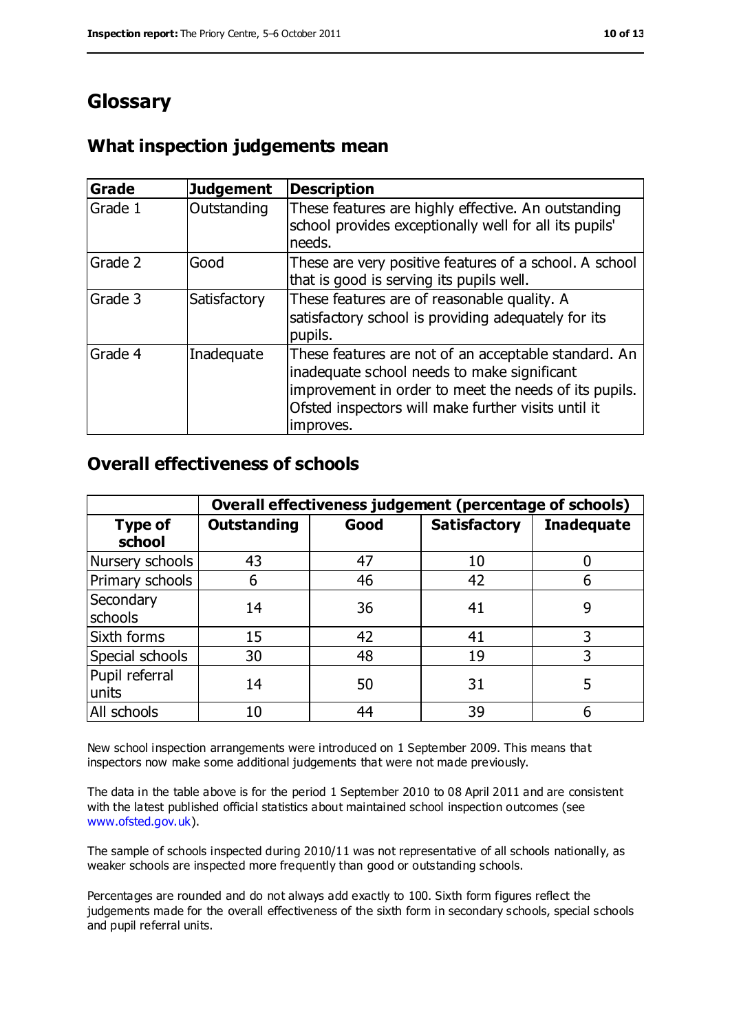# Glossary

## What inspection judgements mean

| Grade | Judgement | Description |
|---|---|---|
| Grade 1 | Outstanding | These features are highly effective. An outstanding school provides exceptionally well for all its pupils' needs. |
| Grade 2 | Good | These are very positive features of a school. A school that is good is serving its pupils well. |
| Grade 3 | Satisfactory | These features are of reasonable quality. A satisfactory school is providing adequately for its pupils. |
| Grade 4 | Inadequate | These features are not of an acceptable standard. An inadequate school needs to make significant improvement in order to meet the needs of its pupils. Ofsted inspectors will make further visits until it improves. |

## Overall effectiveness of schools

| | Overall effectiveness judgement (percentage of schools) | | | |
|---|---|---|---|---|
| **Type of school** | **Outstanding** | **Good** | **Satisfactory** | **Inadequate** |
| Nursery schools | 43 | 47 | 10 | 0 |
| Primary schools | 6 | 46 | 42 | 6 |
| Secondary schools | 14 | 36 | 41 | 9 |
| Sixth forms | 15 | 42 | 41 | 3 |
| Special schools | 30 | 48 | 19 | 3 |
| Pupil referral units | 14 | 50 | 31 | 5 |
| All schools | 10 | 44 | 39 | 6 |

New school inspection arrangements were introduced on 1 September 2009. This means that inspectors now make some additional judgements that were not made previously.

The data in the table above is for the period 1 September 2010 to 08 April 2011 and are consistent with the latest published official statistics about maintained school inspection outcomes (see www.ofsted.gov.uk).

The sample of schools inspected during 2010/11 was not representative of all schools nationally, as weaker schools are inspected more frequently than good or outstanding schools.

Percentages are rounded and do not always add exactly to 100. Sixth form figures reflect the judgements made for the overall effectiveness of the sixth form in secondary schools, special schools and pupil referral units.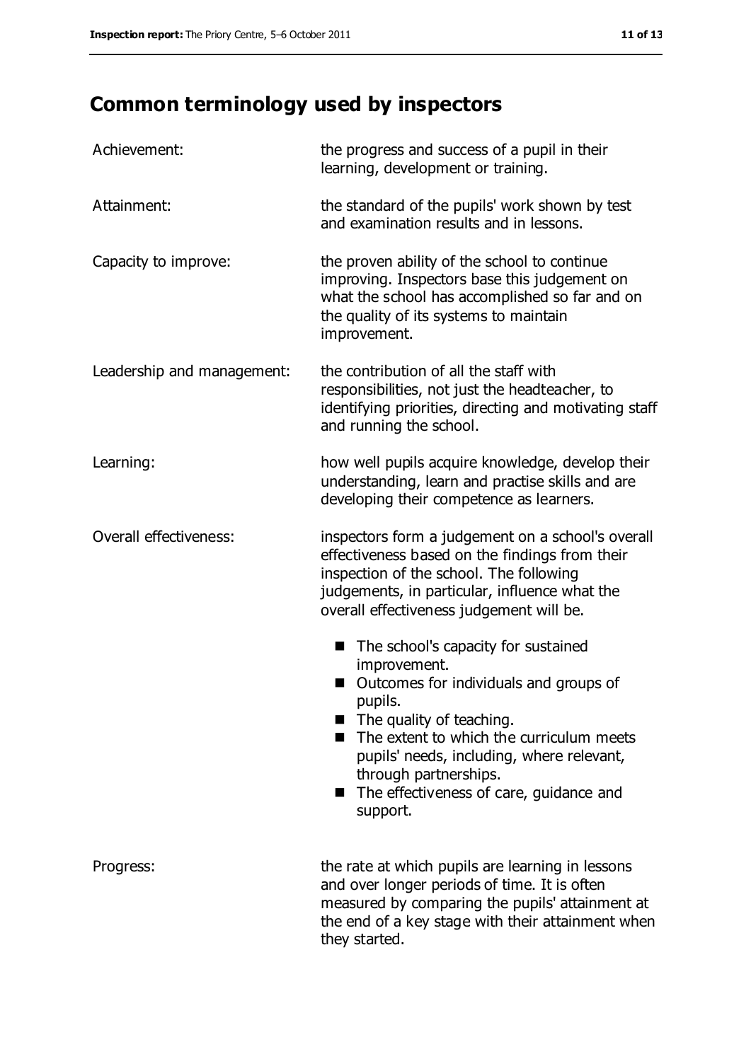# Common terminology used by inspectors

| | |
|---|---|
| Achievement: | the progress and success of a pupil in their learning, development or training. |
| Attainment: | the standard of the pupils' work shown by test and examination results and in lessons. |
| Capacity to improve: | the proven ability of the school to continue improving. Inspectors base this judgement on what the school has accomplished so far and on the quality of its systems to maintain improvement. |
| Leadership and management: | the contribution of all the staff with responsibilities, not just the headteacher, to identifying priorities, directing and motivating staff and running the school. |
| Learning: | how well pupils acquire knowledge, develop their understanding, learn and practise skills and are developing their competence as learners. |
| Overall effectiveness: | inspectors form a judgement on a school's overall effectiveness based on the findings from their inspection of the school. The following judgements, in particular, influence what the overall effectiveness judgement will be.<br>■ The school's capacity for sustained improvement.<br>■ Outcomes for individuals and groups of pupils.<br>■ The quality of teaching.<br>■ The extent to which the curriculum meets pupils' needs, including, where relevant, through partnerships.<br>■ The effectiveness of care, guidance and support. |
| Progress: | the rate at which pupils are learning in lessons and over longer periods of time. It is often measured by comparing the pupils' attainment at the end of a key stage with their attainment when they started. |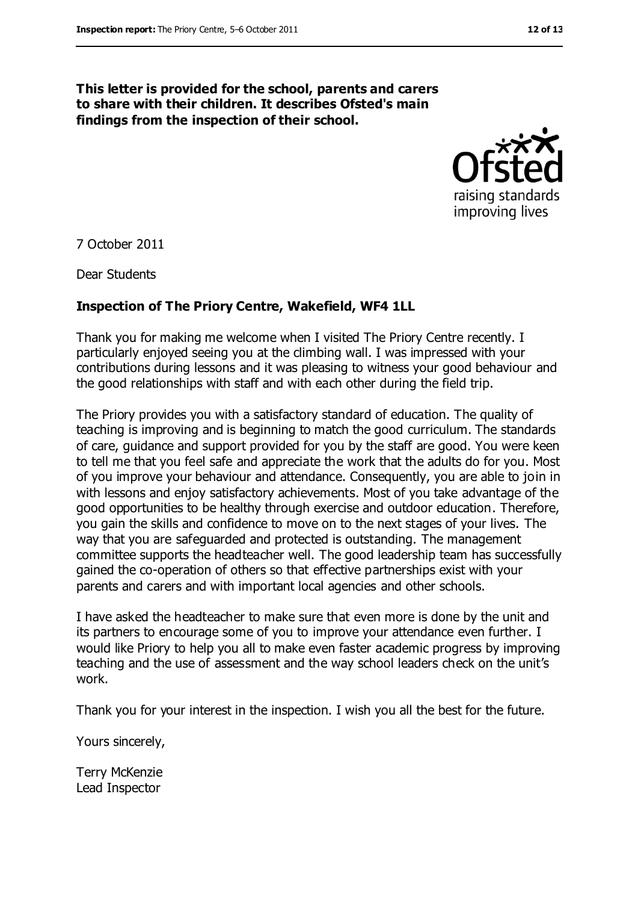**This letter is provided for the school, parents and carers to share with their children. It describes Ofsted's main findings from the inspection of their school.**

7 October 2011

Dear Students

**Inspection of The Priory Centre, Wakefield, WF4 1LL**

Thank you for making me welcome when I visited The Priory Centre recently. I particularly enjoyed seeing you at the climbing wall. I was impressed with your contributions during lessons and it was pleasing to witness your good behaviour and the good relationships with staff and with each other during the field trip.

The Priory provides you with a satisfactory standard of education. The quality of teaching is improving and is beginning to match the good curriculum. The standards of care, guidance and support provided for you by the staff are good. You were keen to tell me that you feel safe and appreciate the work that the adults do for you. Most of you improve your behaviour and attendance. Consequently, you are able to join in with lessons and enjoy satisfactory achievements. Most of you take advantage of the good opportunities to be healthy through exercise and outdoor education. Therefore, you gain the skills and confidence to move on to the next stages of your lives. The way that you are safeguarded and protected is outstanding. The management committee supports the headteacher well. The good leadership team has successfully gained the co-operation of others so that effective partnerships exist with your parents and carers and with important local agencies and other schools.

I have asked the headteacher to make sure that even more is done by the unit and its partners to encourage some of you to improve your attendance even further. I would like Priory to help you all to make even faster academic progress by improving teaching and the use of assessment and the way school leaders check on the unit's work.

Thank you for your interest in the inspection. I wish you all the best for the future.

Yours sincerely,

Terry McKenzie
Lead Inspector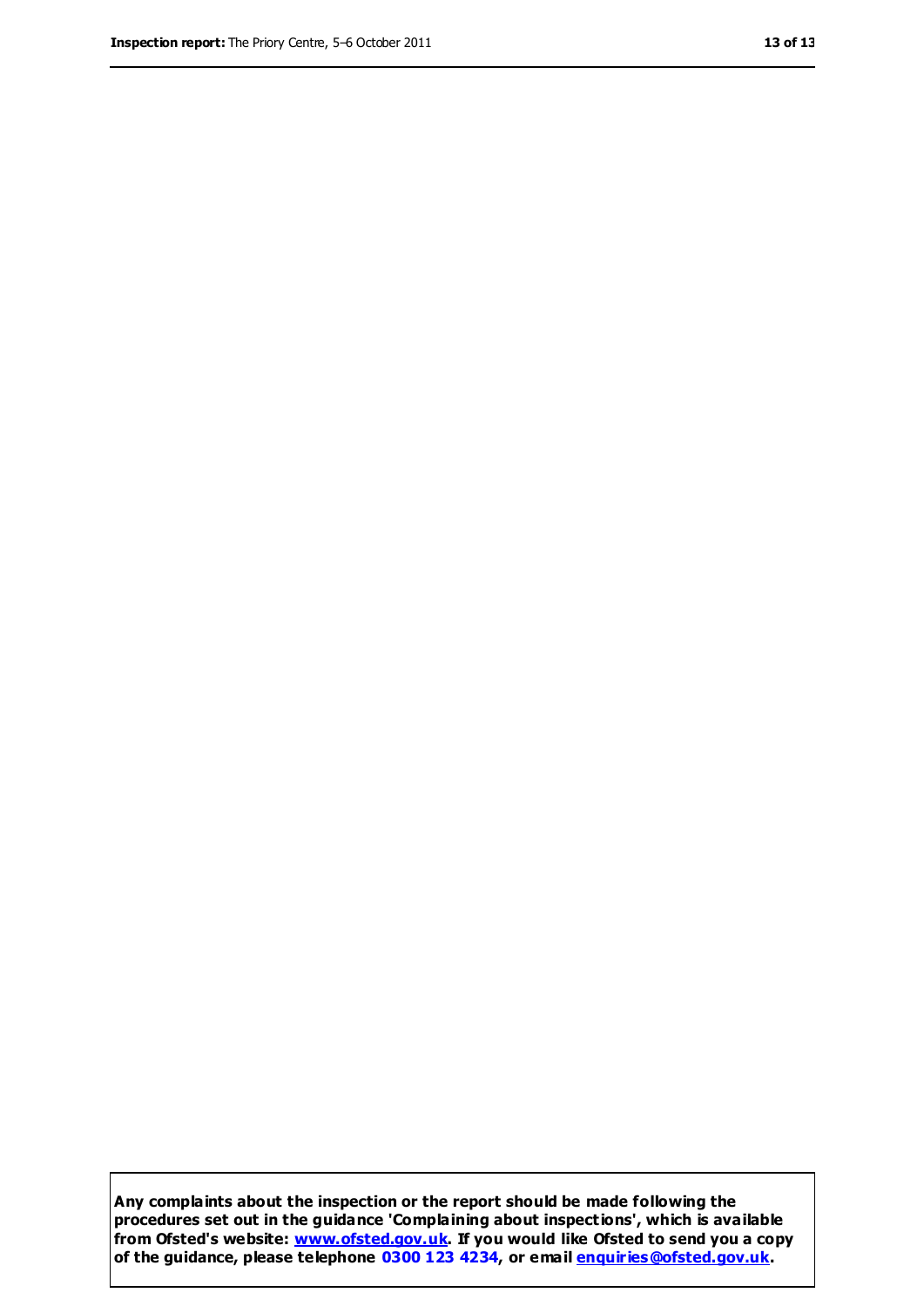**Any complaints about the inspection or the report should be made following the procedures set out in the guidance 'Complaining about inspections', which is available from Ofsted's website: [www.ofsted.gov.uk](http://www.ofsted.gov.uk). If you would like Ofsted to send you a copy of the guidance, please telephone 0300 123 4234, or email [enquiries@ofsted.gov.uk](mailto:enquiries@ofsted.gov.uk).**